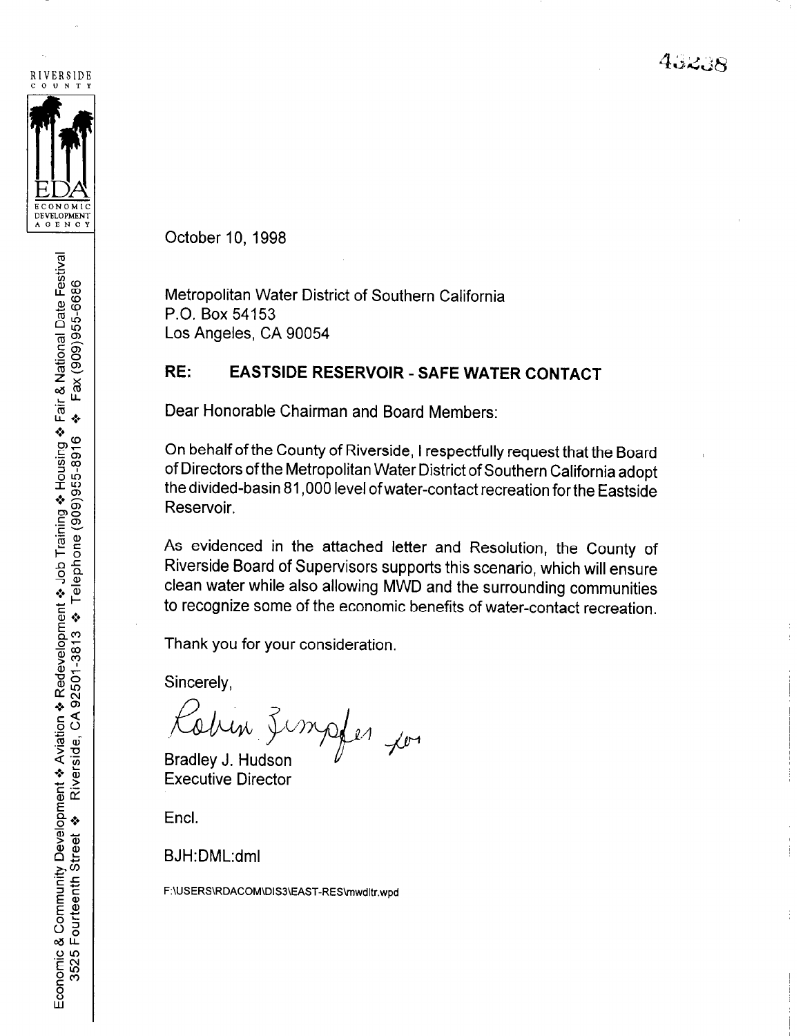43238

RIVERSIDE COUNTY

EDA
ECONOMIC DEVELOPMENT AGENCY

Economic & Community Development ❖ Aviation ❖ Redevelopment ❖ Job Training ❖ Housing ❖ Fair & National Date Festival
3525 Fourteenth Street ❖ Riverside, CA 92501-3813 ❖ Telephone (909)955-8916 ❖ Fax (909)955-6686

October 10, 1998

Metropolitan Water District of Southern California
P.O. Box 54153
Los Angeles, CA 90054

**RE: EASTSIDE RESERVOIR - SAFE WATER CONTACT**

Dear Honorable Chairman and Board Members:

On behalf of the County of Riverside, I respectfully request that the Board of Directors of the Metropolitan Water District of Southern California adopt the divided-basin 81,000 level of water-contact recreation for the Eastside Reservoir.

As evidenced in the attached letter and Resolution, the County of Riverside Board of Supervisors supports this scenario, which will ensure clean water while also allowing MWD and the surrounding communities to recognize some of the economic benefits of water-contact recreation.

Thank you for your consideration.

Sincerely,

Robin Zumpfer for

Bradley J. Hudson
Executive Director

Encl.

BJH:DML:dml

F:\USERS\RDACOM\DIS3\EAST-RES\mwdltr.wpd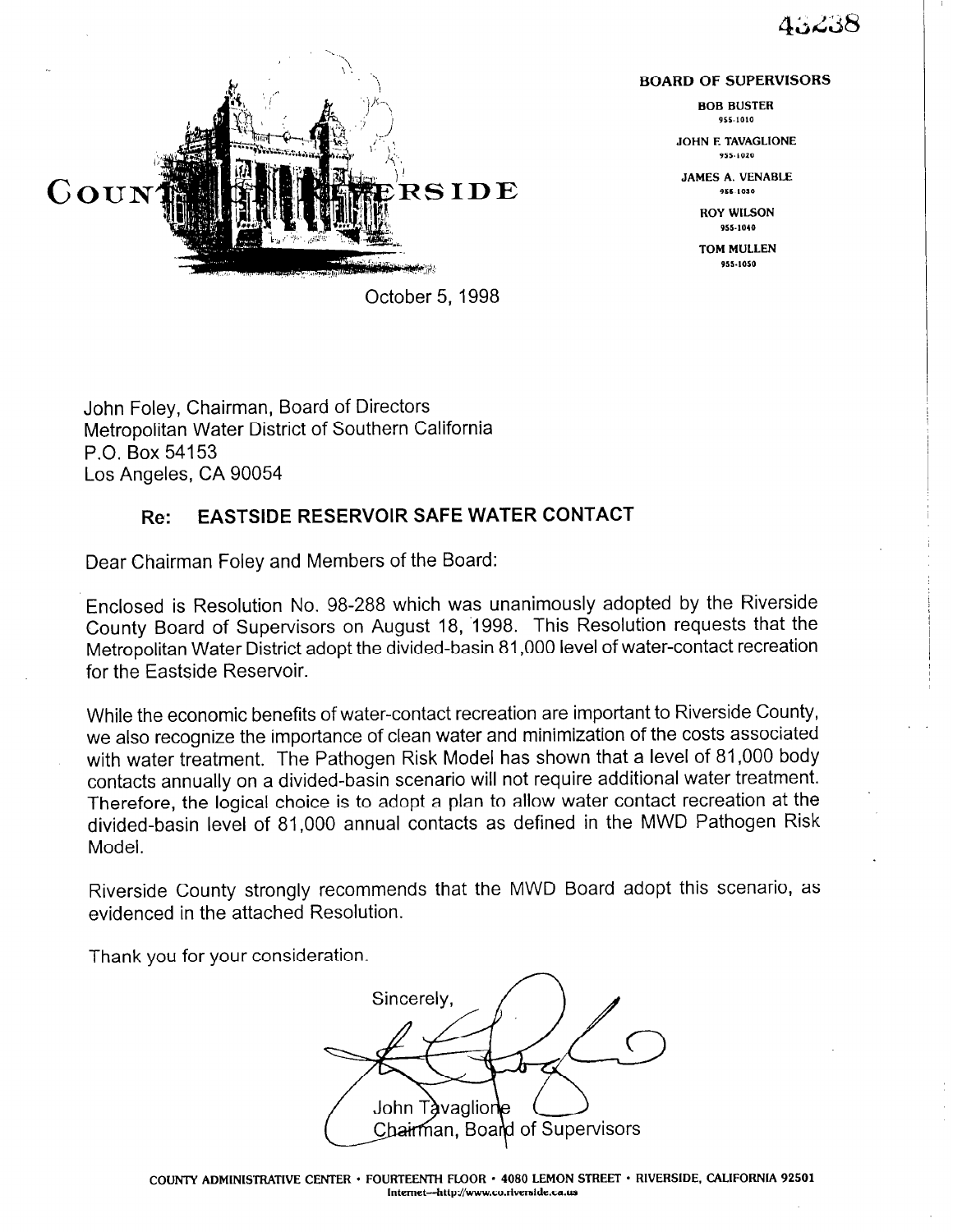43238

# COUNTY OF RIVERSIDE

**BOARD OF SUPERVISORS**

BOB BUSTER
955-1010

JOHN F. TAVAGLIONE
955-1020

JAMES A. VENABLE
955-1030

ROY WILSON
955-1040

TOM MULLEN
955-1050

October 5, 1998

John Foley, Chairman, Board of Directors
Metropolitan Water District of Southern California
P.O. Box 54153
Los Angeles, CA 90054

### Re: EASTSIDE RESERVOIR SAFE WATER CONTACT

Dear Chairman Foley and Members of the Board:

Enclosed is Resolution No. 98-288 which was unanimously adopted by the Riverside County Board of Supervisors on August 18, 1998. This Resolution requests that the Metropolitan Water District adopt the divided-basin 81,000 level of water-contact recreation for the Eastside Reservoir.

While the economic benefits of water-contact recreation are important to Riverside County, we also recognize the importance of clean water and minimization of the costs associated with water treatment. The Pathogen Risk Model has shown that a level of 81,000 body contacts annually on a divided-basin scenario will not require additional water treatment. Therefore, the logical choice is to adopt a plan to allow water contact recreation at the divided-basin level of 81,000 annual contacts as defined in the MWD Pathogen Risk Model.

Riverside County strongly recommends that the MWD Board adopt this scenario, as evidenced in the attached Resolution.

Thank you for your consideration.

Sincerely,

John Tavaglione
Chairman, Board of Supervisors

COUNTY ADMINISTRATIVE CENTER • FOURTEENTH FLOOR • 4080 LEMON STREET • RIVERSIDE, CALIFORNIA 92501
Internet—http://www.co.riverside.ca.us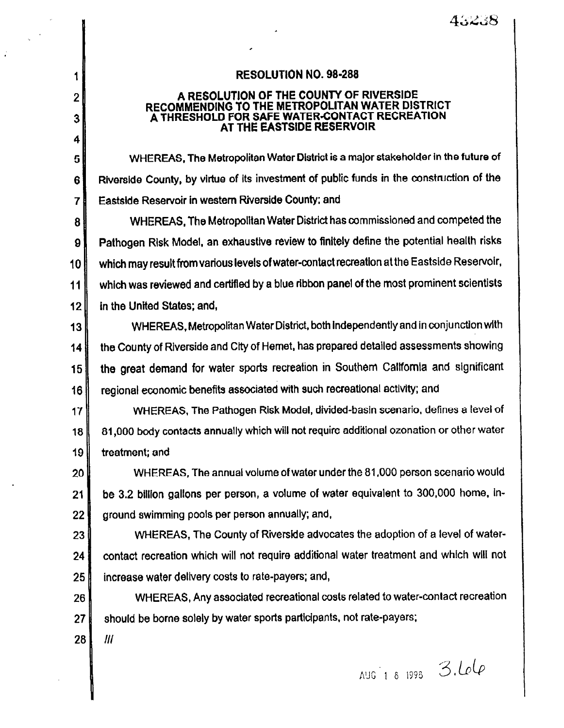**RESOLUTION NO. 98-288**

**A RESOLUTION OF THE COUNTY OF RIVERSIDE RECOMMENDING TO THE METROPOLITAN WATER DISTRICT A THRESHOLD FOR SAFE WATER-CONTACT RECREATION AT THE EASTSIDE RESERVOIR**

WHEREAS, The Metropolitan Water District is a major stakeholder in the future of Riverside County, by virtue of its investment of public funds in the construction of the Eastside Reservoir in western Riverside County; and

WHEREAS, The Metropolitan Water District has commissioned and competed the Pathogen Risk Model, an exhaustive review to finitely define the potential health risks which may result from various levels of water-contact recreation at the Eastside Reservoir, which was reviewed and certified by a blue ribbon panel of the most prominent scientists in the United States; and,

WHEREAS, Metropolitan Water District, both independently and in conjunction with the County of Riverside and City of Hemet, has prepared detailed assessments showing the great demand for water sports recreation in Southern California and significant regional economic benefits associated with such recreational activity; and

WHEREAS, The Pathogen Risk Model, divided-basin scenario, defines a level of 81,000 body contacts annually which will not require additional ozonation or other water treatment; and

WHEREAS, The annual volume of water under the 81,000 person scenario would be 3.2 billion gallons per person, a volume of water equivalent to 300,000 home, in-ground swimming pools per person annually; and,

WHEREAS, The County of Riverside advocates the adoption of a level of water-contact recreation which will not require additional water treatment and which will not increase water delivery costs to rate-payers; and,

WHEREAS, Any associated recreational costs related to water-contact recreation should be borne solely by water sports participants, not rate-payers;

///

AUG 18 1998 3.66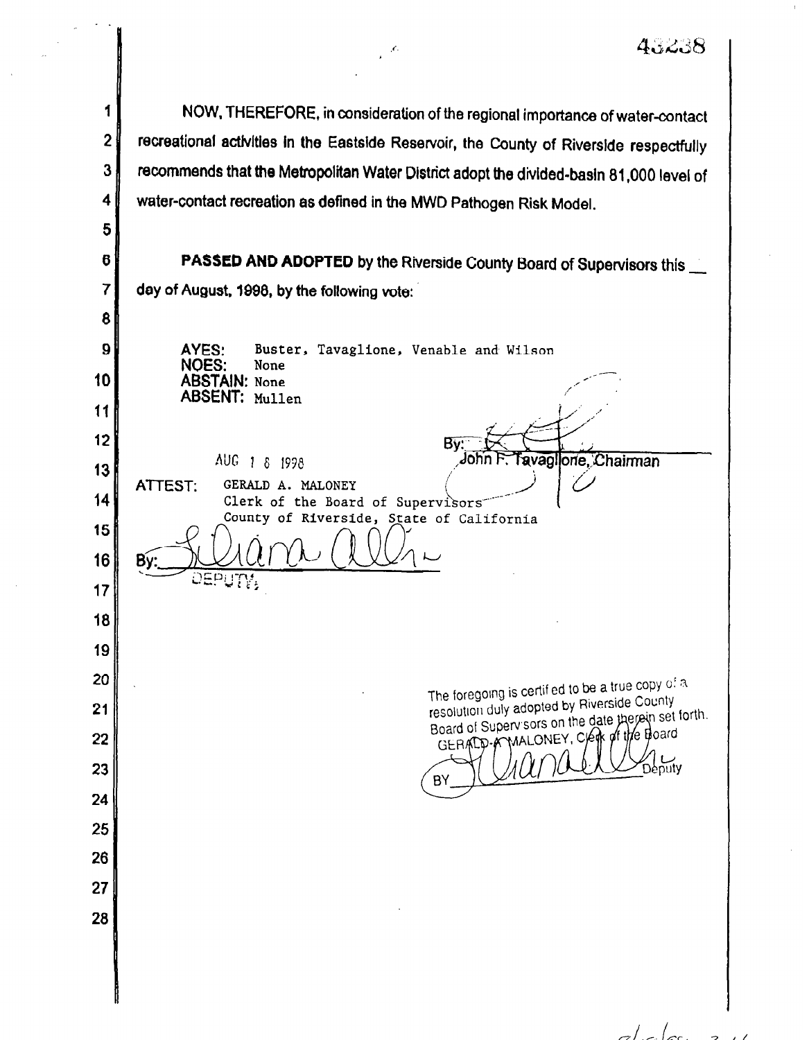NOW, THEREFORE, in consideration of the regional importance of water-contact recreational activities in the Eastside Reservoir, the County of Riverside respectfully recommends that the Metropolitan Water District adopt the divided-basin 81,000 level of water-contact recreation as defined in the MWD Pathogen Risk Model.

**PASSED AND ADOPTED** by the Riverside County Board of Supervisors this __ day of August, 1998, by the following vote:

**AYES:** Buster, Tavaglione, Venable and Wilson
**NOES:** None
**ABSTAIN:** None
**ABSENT:** Mullen

By: ______________________
John F. Tavaglione, Chairman

AUG 18 1998

ATTEST: GERALD A. MALONEY
Clerk of the Board of Supervisors
County of Riverside, State of California

By: ______________________
DEPUTY

The foregoing is certified to be a true copy of a resolution duly adopted by Riverside County Board of Supervisors on the date therein set forth.
GERALD A. MALONEY, Clerk of the Board
BY ______________________ Deputy